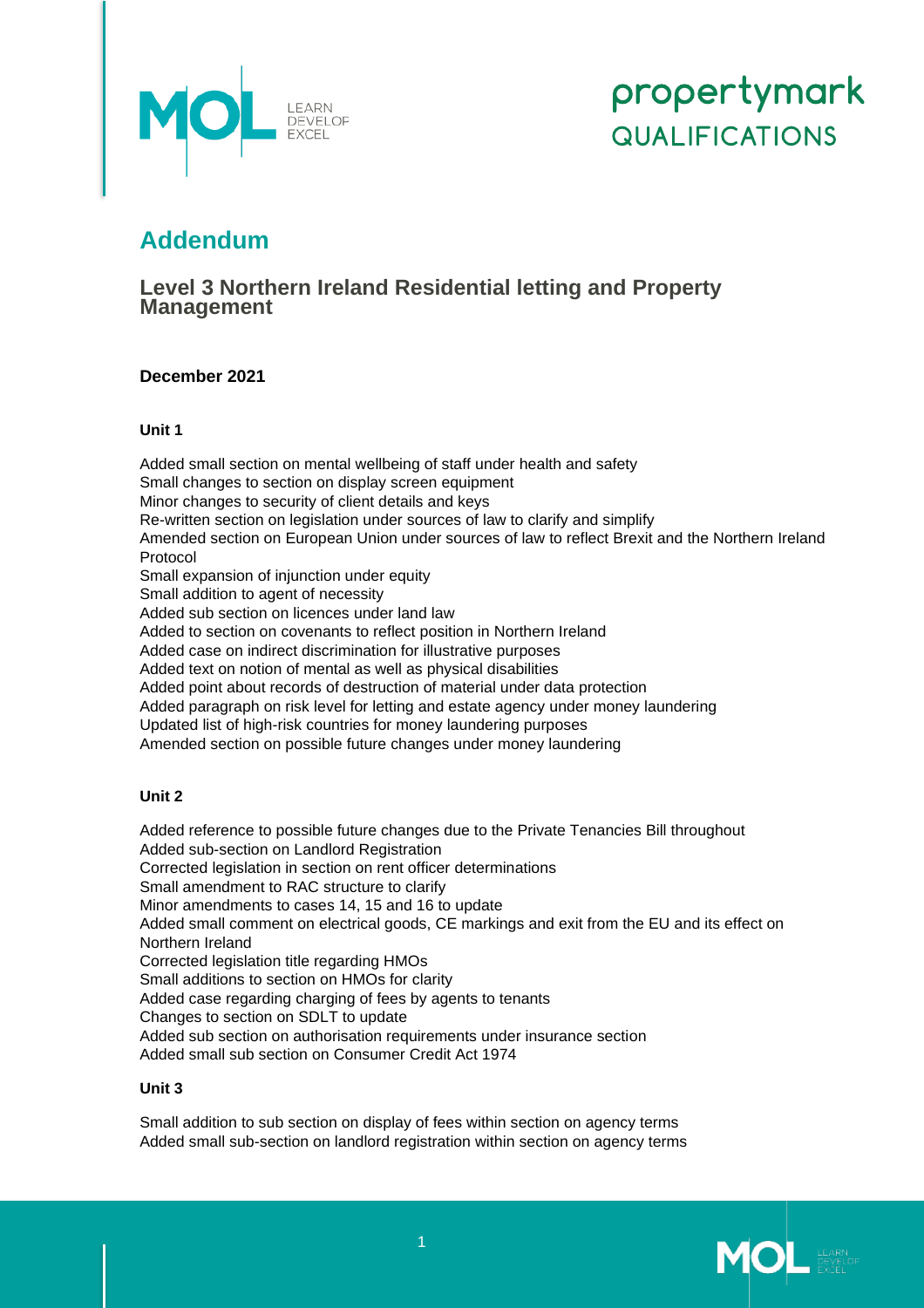# Addendum

## Level 3 Northern Ireland Residential letting and Property Management

**December 2021**

**Unit 1**

Added small section on mental wellbeing of staff under health and safety
Small changes to section on display screen equipment
Minor changes to security of client details and keys
Re-written section on legislation under sources of law to clarify and simplify
Amended section on European Union under sources of law to reflect Brexit and the Northern Ireland Protocol
Small expansion of injunction under equity
Small addition to agent of necessity
Added sub section on licences under land law
Added to section on covenants to reflect position in Northern Ireland
Added case on indirect discrimination for illustrative purposes
Added text on notion of mental as well as physical disabilities
Added point about records of destruction of material under data protection
Added paragraph on risk level for letting and estate agency under money laundering
Updated list of high-risk countries for money laundering purposes
Amended section on possible future changes under money laundering

**Unit 2**

Added reference to possible future changes due to the Private Tenancies Bill throughout
Added sub-section on Landlord Registration
Corrected legislation in section on rent officer determinations
Small amendment to RAC structure to clarify
Minor amendments to cases 14, 15 and 16 to update
Added small comment on electrical goods, CE markings and exit from the EU and its effect on Northern Ireland
Corrected legislation title regarding HMOs
Small additions to section on HMOs for clarity
Added case regarding charging of fees by agents to tenants
Changes to section on SDLT to update
Added sub section on authorisation requirements under insurance section
Added small sub section on Consumer Credit Act 1974

**Unit 3**

Small addition to sub section on display of fees within section on agency terms
Added small sub-section on landlord registration within section on agency terms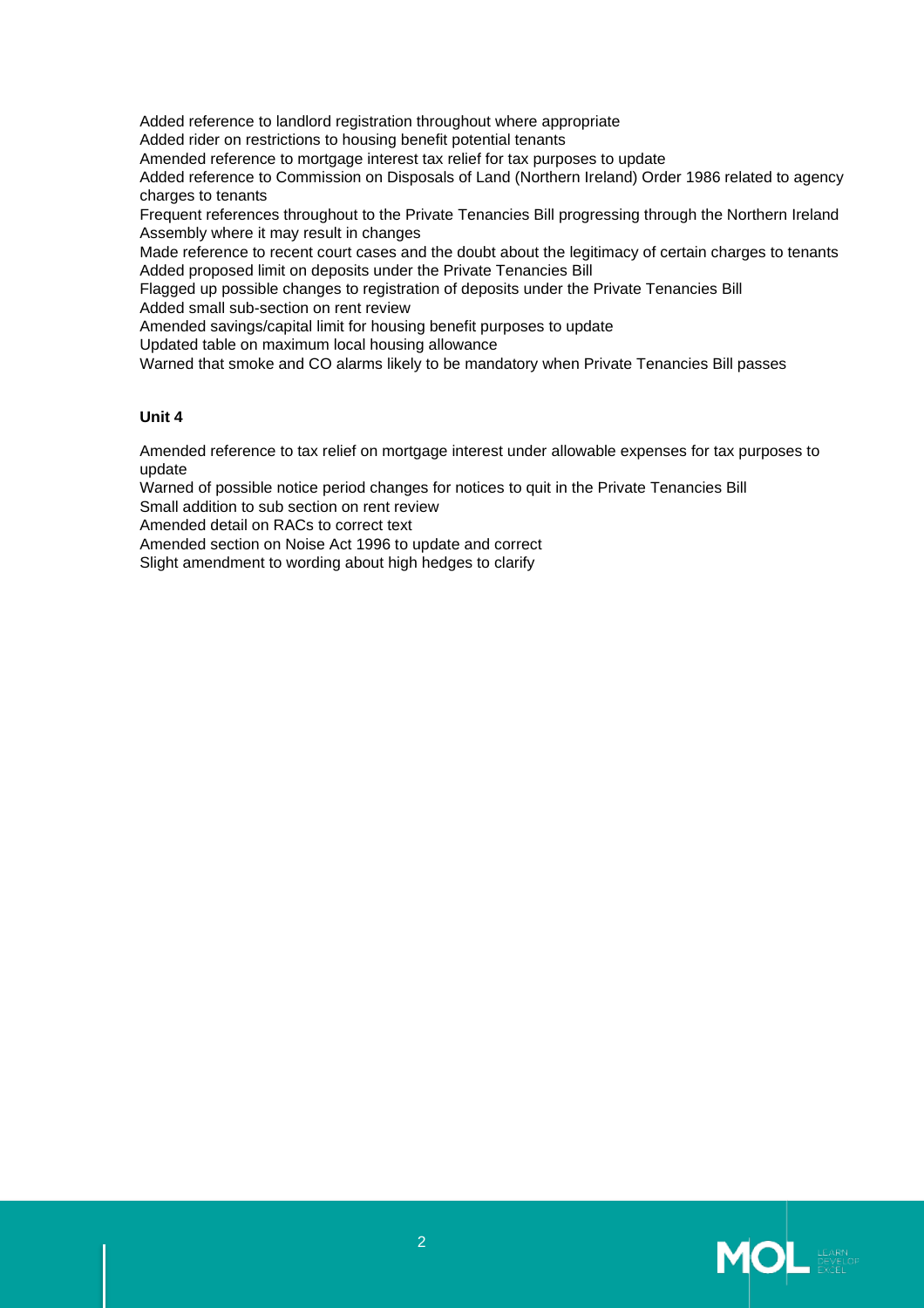Added reference to landlord registration throughout where appropriate

Added rider on restrictions to housing benefit potential tenants

Amended reference to mortgage interest tax relief for tax purposes to update

Added reference to Commission on Disposals of Land (Northern Ireland) Order 1986 related to agency charges to tenants

Frequent references throughout to the Private Tenancies Bill progressing through the Northern Ireland Assembly where it may result in changes

Made reference to recent court cases and the doubt about the legitimacy of certain charges to tenants

Added proposed limit on deposits under the Private Tenancies Bill

Flagged up possible changes to registration of deposits under the Private Tenancies Bill

Added small sub-section on rent review

Amended savings/capital limit for housing benefit purposes to update

Updated table on maximum local housing allowance

Warned that smoke and CO alarms likely to be mandatory when Private Tenancies Bill passes

**Unit 4**

Amended reference to tax relief on mortgage interest under allowable expenses for tax purposes to update

Warned of possible notice period changes for notices to quit in the Private Tenancies Bill

Small addition to sub section on rent review

Amended detail on RACs to correct text

Amended section on Noise Act 1996 to update and correct

Slight amendment to wording about high hedges to clarify